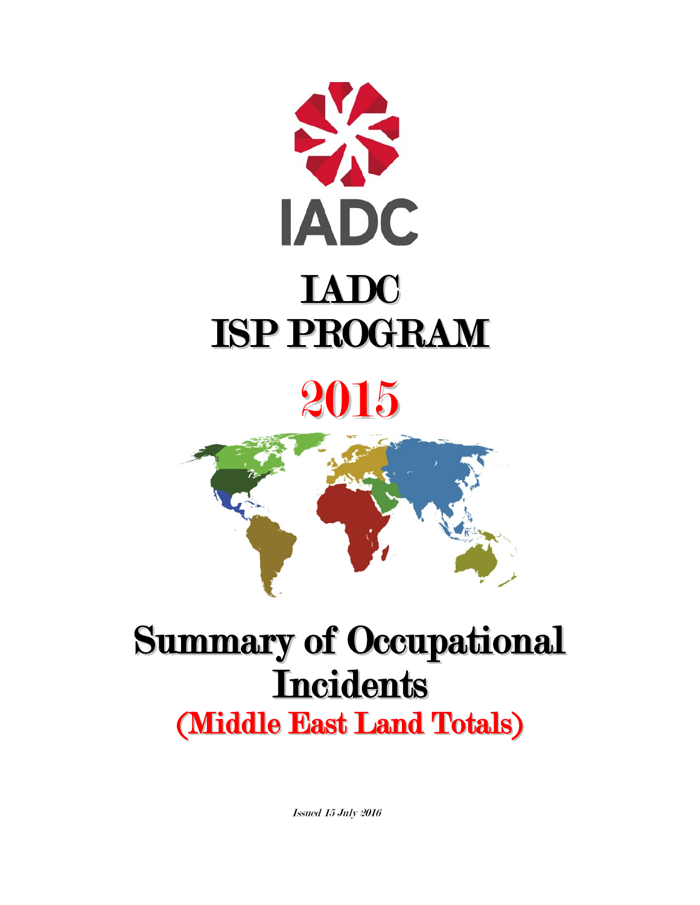IADC

# IADC ISP PROGRAM

# 2015

# Summary of Occupational Incidents

## (Middle East Land Totals)

*Issued 15 July 2016*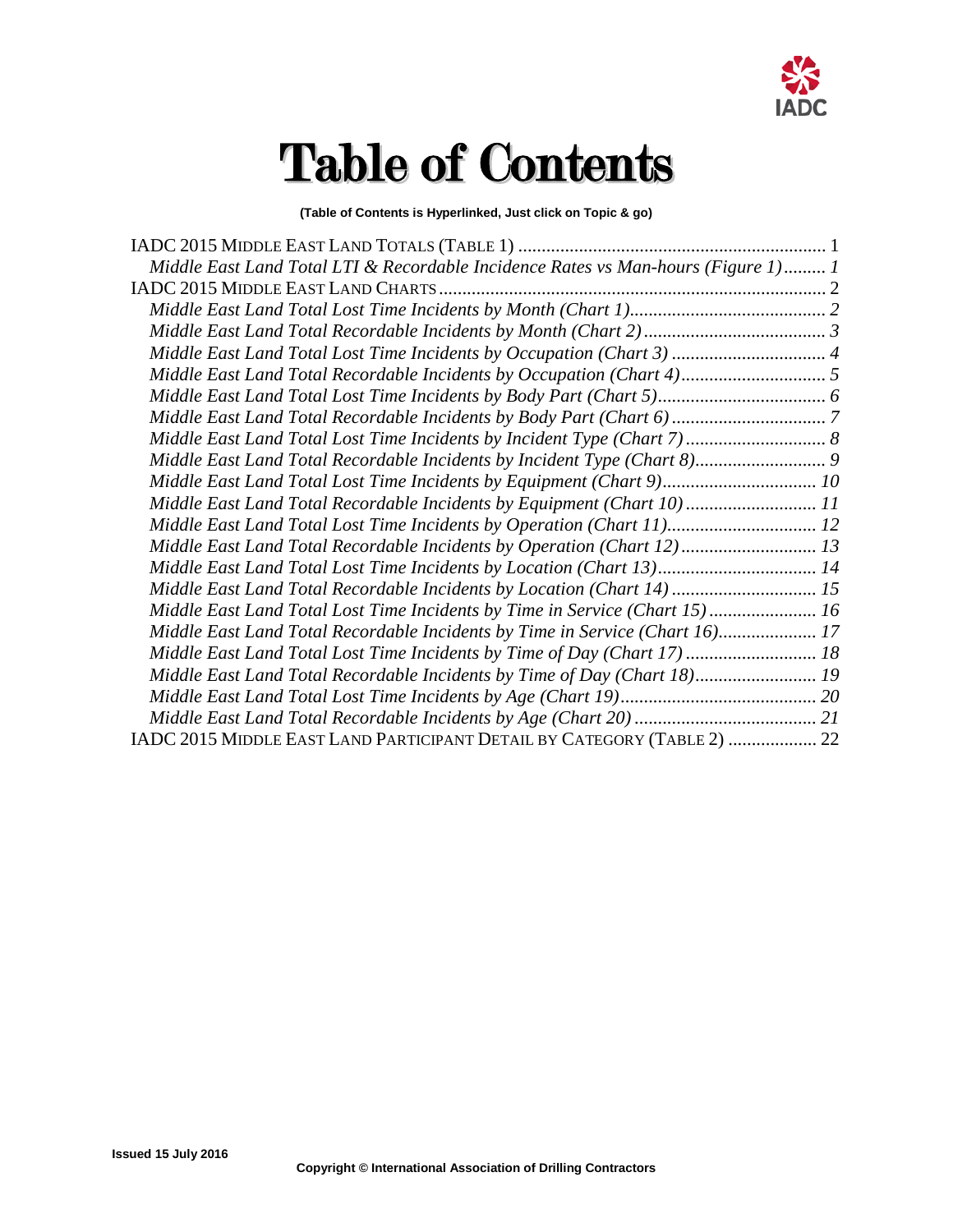# Table of Contents

**(Table of Contents is Hyperlinked, Just click on Topic & go)**

IADC 2015 Middle East Land Totals (Table 1) ........ 1

*Middle East Land Total LTI & Recordable Incidence Rates vs Man-hours (Figure 1)......... 1*

IADC 2015 Middle East Land Charts ........ 2

*Middle East Land Total Lost Time Incidents by Month (Chart 1)........ 2*

*Middle East Land Total Recordable Incidents by Month (Chart 2)........ 3*

*Middle East Land Total Lost Time Incidents by Occupation (Chart 3) ........ 4*

*Middle East Land Total Recordable Incidents by Occupation (Chart 4)........ 5*

*Middle East Land Total Lost Time Incidents by Body Part (Chart 5)........ 6*

*Middle East Land Total Recordable Incidents by Body Part (Chart 6) ........ 7*

*Middle East Land Total Lost Time Incidents by Incident Type (Chart 7) ........ 8*

*Middle East Land Total Recordable Incidents by Incident Type (Chart 8)........ 9*

*Middle East Land Total Lost Time Incidents by Equipment (Chart 9)........ 10*

*Middle East Land Total Recordable Incidents by Equipment (Chart 10) ........ 11*

*Middle East Land Total Lost Time Incidents by Operation (Chart 11)........ 12*

*Middle East Land Total Recordable Incidents by Operation (Chart 12) ........ 13*

*Middle East Land Total Lost Time Incidents by Location (Chart 13)........ 14*

*Middle East Land Total Recordable Incidents by Location (Chart 14) ........ 15*

*Middle East Land Total Lost Time Incidents by Time in Service (Chart 15) ........ 16*

*Middle East Land Total Recordable Incidents by Time in Service (Chart 16)........ 17*

*Middle East Land Total Lost Time Incidents by Time of Day (Chart 17) ........ 18*

*Middle East Land Total Recordable Incidents by Time of Day (Chart 18)........ 19*

*Middle East Land Total Lost Time Incidents by Age (Chart 19)........ 20*

*Middle East Land Total Recordable Incidents by Age (Chart 20) ........ 21*

IADC 2015 Middle East Land Participant Detail by Category (Table 2) ........ 22

**Issued 15 July 2016**

**Copyright © International Association of Drilling Contractors**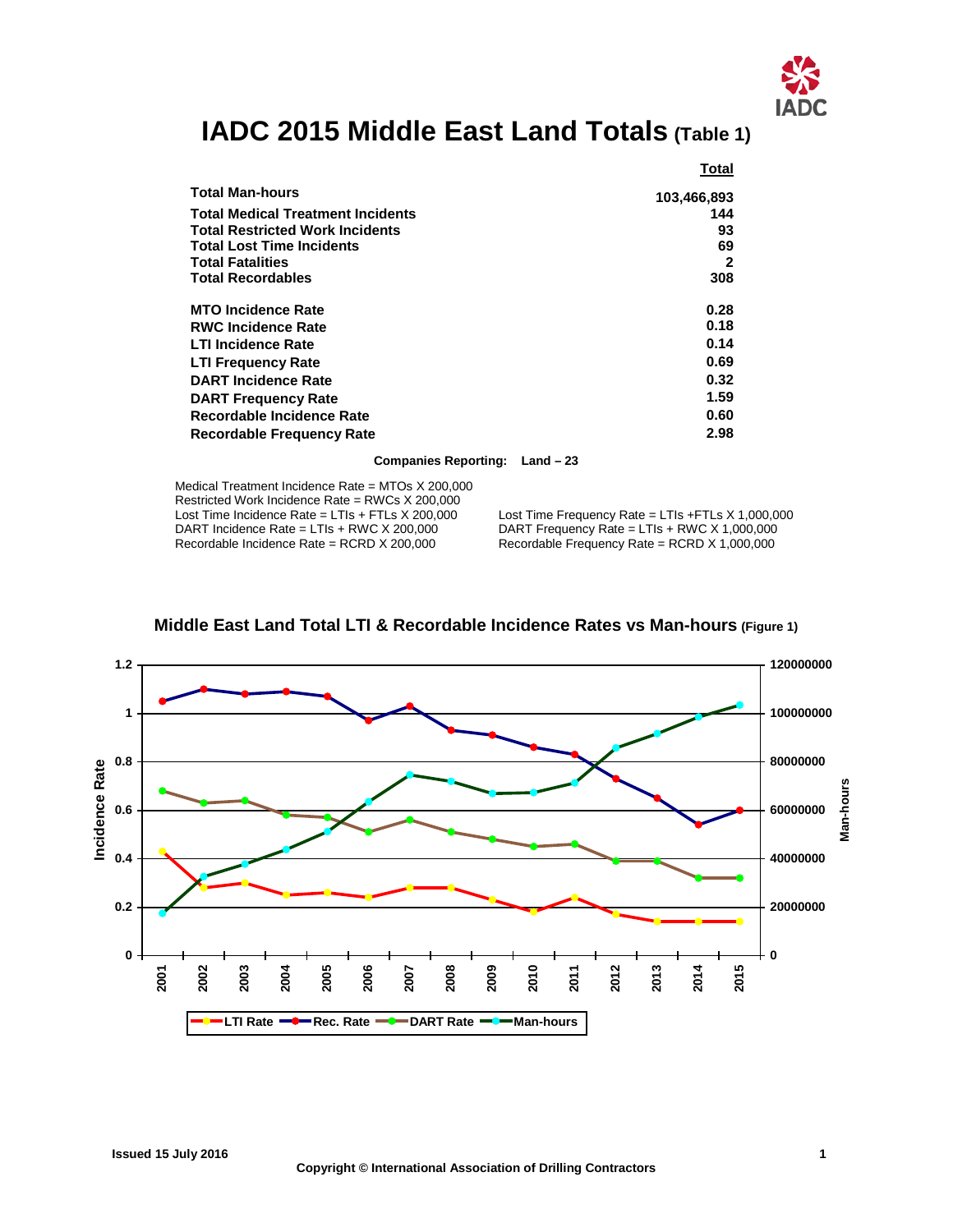# IADC 2015 Middle East Land Totals (Table 1)

| | Total |
|---|---|
| **Total Man-hours** | **103,466,893** |
| **Total Medical Treatment Incidents** | **144** |
| **Total Restricted Work Incidents** | **93** |
| **Total Lost Time Incidents** | **69** |
| **Total Fatalities** | **2** |
| **Total Recordables** | **308** |
| | |
| **MTO Incidence Rate** | **0.28** |
| **RWC Incidence Rate** | **0.18** |
| **LTI Incidence Rate** | **0.14** |
| **LTI Frequency Rate** | **0.69** |
| **DART Incidence Rate** | **0.32** |
| **DART Frequency Rate** | **1.59** |
| **Recordable Incidence Rate** | **0.60** |
| **Recordable Frequency Rate** | **2.98** |

**Companies Reporting: Land – 23**

Medical Treatment Incidence Rate = MTOs X 200,000
Restricted Work Incidence Rate = RWCs X 200,000
Lost Time Incidence Rate = LTIs + FTLs X 200,000
DART Incidence Rate = LTIs + RWC X 200,000
Recordable Incidence Rate = RCRD X 200,000

Lost Time Frequency Rate = LTIs +FTLs X 1,000,000
DART Frequency Rate = LTIs + RWC X 1,000,000
Recordable Frequency Rate = RCRD X 1,000,000

**Middle East Land Total LTI & Recordable Incidence Rates vs Man-hours (Figure 1)**

Issued 15 July 2016

Copyright © International Association of Drilling Contractors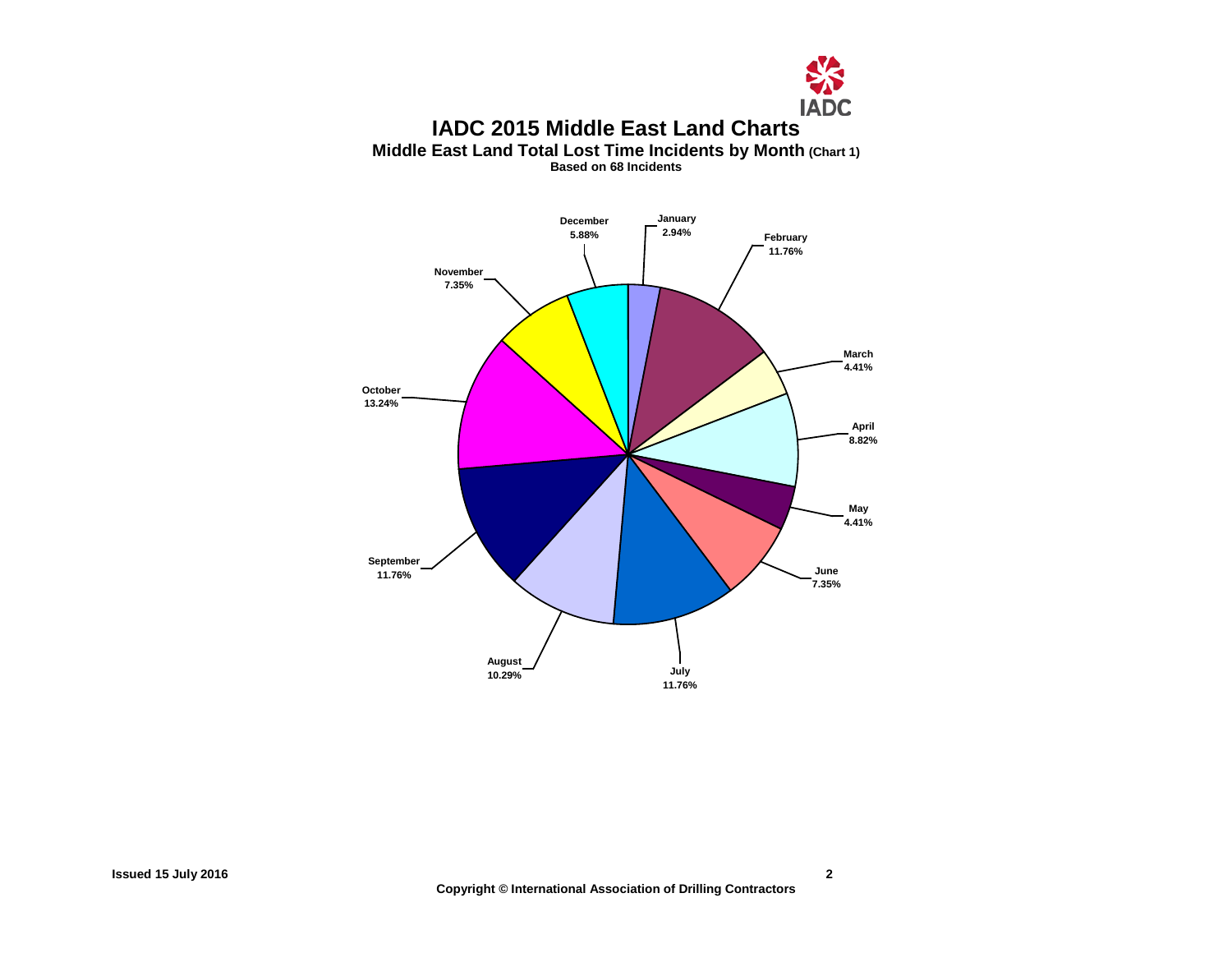# IADC 2015 Middle East Land Charts

## Middle East Land Total Lost Time Incidents by Month (Chart 1)

**Based on 68 Incidents**

| Month | Percentage |
| --- | --- |
| January | 2.94% |
| February | 11.76% |
| March | 4.41% |
| April | 8.82% |
| May | 4.41% |
| June | 7.35% |
| July | 11.76% |
| August | 10.29% |
| September | 11.76% |
| October | 13.24% |
| November | 7.35% |
| December | 5.88% |

Issued 15 July 2016

Copyright © International Association of Drilling Contractors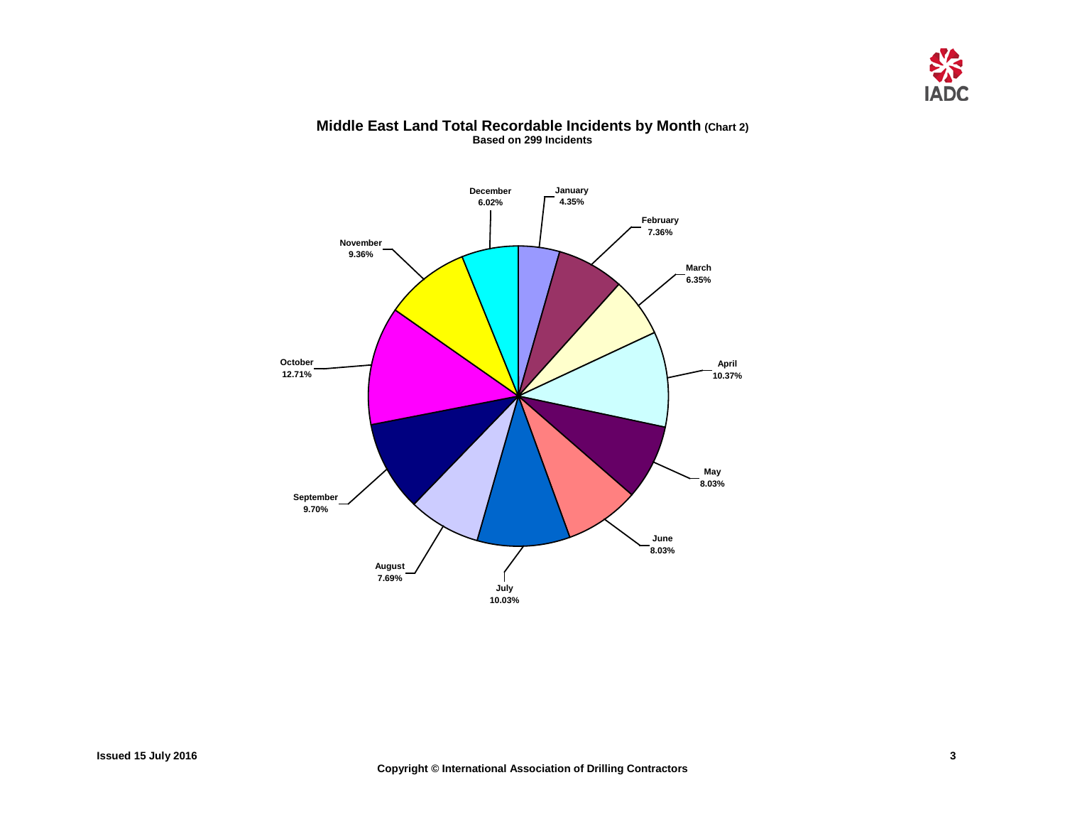## Middle East Land Total Recordable Incidents by Month (Chart 2)

**Based on 299 Incidents**

| Month | Percentage |
|---|---|
| January | 4.35% |
| February | 7.36% |
| March | 6.35% |
| April | 10.37% |
| May | 8.03% |
| June | 8.03% |
| July | 10.03% |
| August | 7.69% |
| September | 9.70% |
| October | 12.71% |
| November | 9.36% |
| December | 6.02% |

Issued 15 July 2016

Copyright © International Association of Drilling Contractors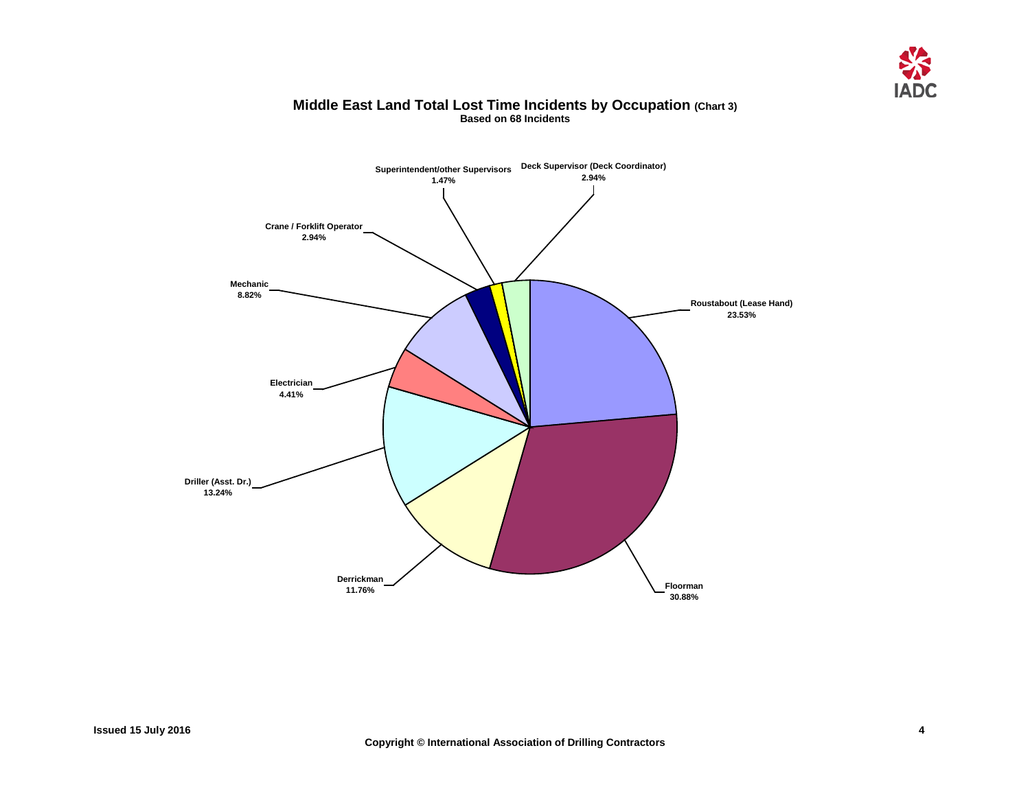## Middle East Land Total Lost Time Incidents by Occupation (Chart 3)

**Based on 68 Incidents**

| Occupation | Percentage |
|---|---|
| Roustabout (Lease Hand) | 23.53% |
| Floorman | 30.88% |
| Derrickman | 11.76% |
| Driller (Asst. Dr.) | 13.24% |
| Electrician | 4.41% |
| Mechanic | 8.82% |
| Crane / Forklift Operator | 2.94% |
| Superintendent/other Supervisors | 1.47% |
| Deck Supervisor (Deck Coordinator) | 2.94% |

Issued 15 July 2016

Copyright © International Association of Drilling Contractors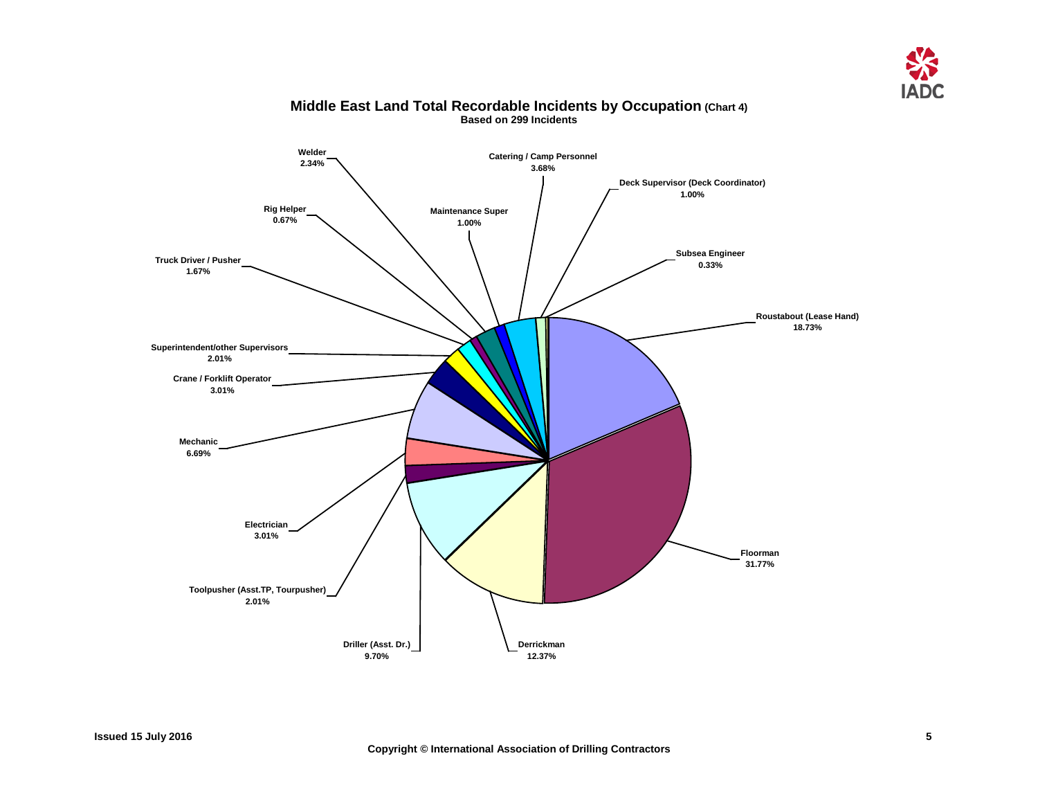## Middle East Land Total Recordable Incidents by Occupation (Chart 4)

**Based on 299 Incidents**

| Occupation | Percentage |
| --- | --- |
| Roustabout (Lease Hand) | 18.73% |
| Floorman | 31.77% |
| Derrickman | 12.37% |
| Driller (Asst. Dr.) | 9.70% |
| Toolpusher (Asst.TP, Tourpusher) | 2.01% |
| Electrician | 3.01% |
| Mechanic | 6.69% |
| Crane / Forklift Operator | 3.01% |
| Superintendent/other Supervisors | 2.01% |
| Truck Driver / Pusher | 1.67% |
| Rig Helper | 0.67% |
| Welder | 2.34% |
| Maintenance Super | 1.00% |
| Catering / Camp Personnel | 3.68% |
| Deck Supervisor (Deck Coordinator) | 1.00% |
| Subsea Engineer | 0.33% |

Issued 15 July 2016

Copyright © International Association of Drilling Contractors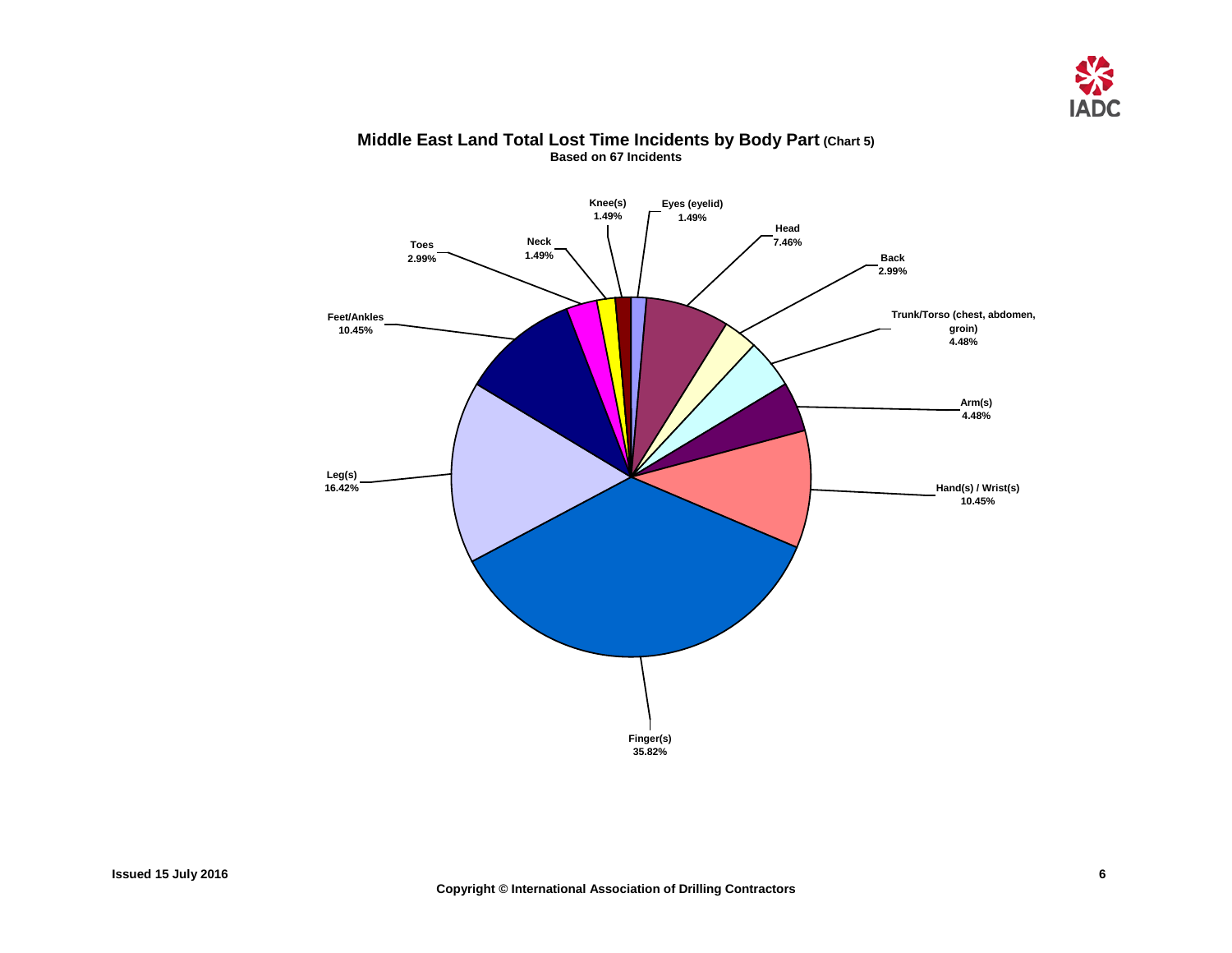# Middle East Land Total Lost Time Incidents by Body Part (Chart 5)

**Based on 67 Incidents**

| Body Part | Percentage |
|---|---|
| Knee(s) | 1.49% |
| Eyes (eyelid) | 1.49% |
| Head | 7.46% |
| Back | 2.99% |
| Trunk/Torso (chest, abdomen, groin) | 4.48% |
| Arm(s) | 4.48% |
| Hand(s) / Wrist(s) | 10.45% |
| Finger(s) | 35.82% |
| Leg(s) | 16.42% |
| Feet/Ankles | 10.45% |
| Toes | 2.99% |
| Neck | 1.49% |

Issued 15 July 2016

Copyright © International Association of Drilling Contractors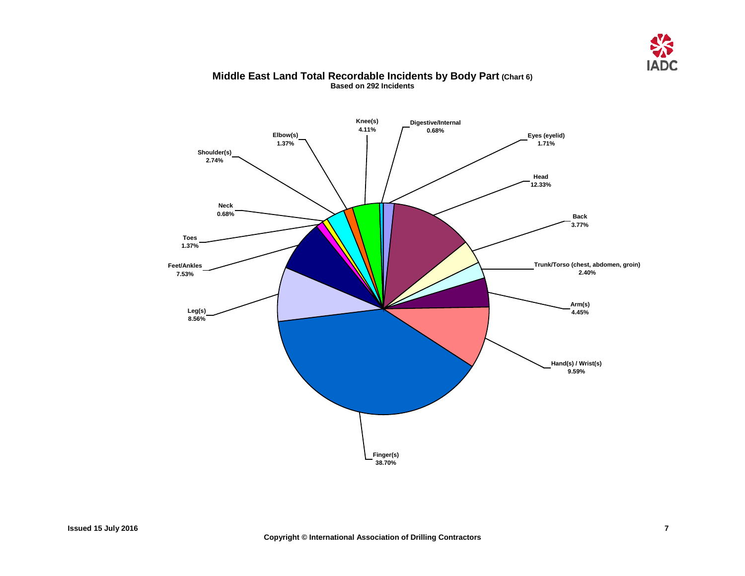**Middle East Land Total Recordable Incidents by Body Part (Chart 6)**

**Based on 292 Incidents**

| Body Part | Percentage |
| --- | --- |
| Eyes (eyelid) | 1.71% |
| Head | 12.33% |
| Back | 3.77% |
| Trunk/Torso (chest, abdomen, groin) | 2.40% |
| Arm(s) | 4.45% |
| Hand(s) / Wrist(s) | 9.59% |
| Finger(s) | 38.70% |
| Leg(s) | 8.56% |
| Feet/Ankles | 7.53% |
| Toes | 1.37% |
| Neck | 0.68% |
| Shoulder(s) | 2.74% |
| Elbow(s) | 1.37% |
| Knee(s) | 4.11% |
| Digestive/Internal | 0.68% |

Issued 15 July 2016

Copyright © International Association of Drilling Contractors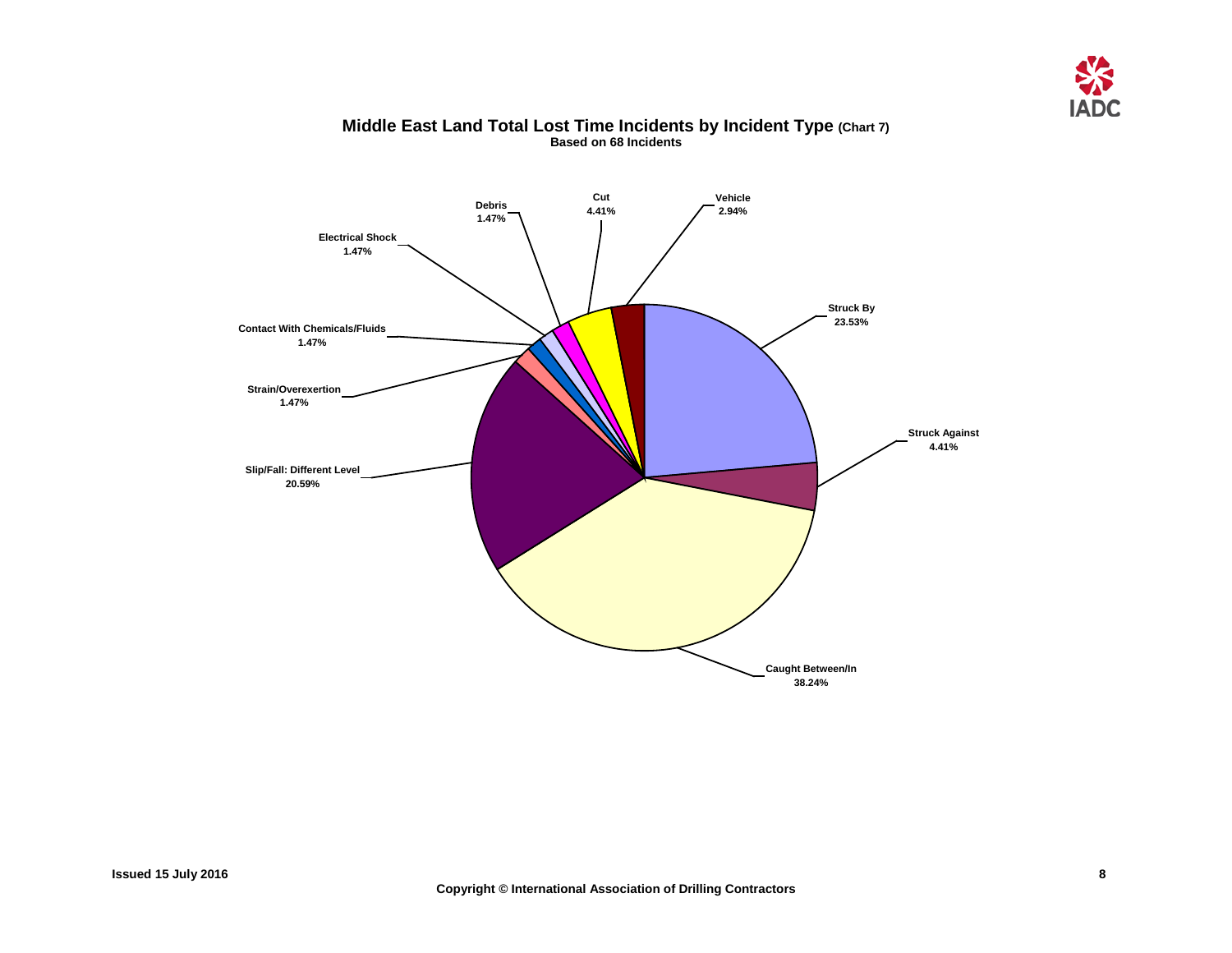## Middle East Land Total Lost Time Incidents by Incident Type (Chart 7)

**Based on 68 Incidents**

| Incident Type | Percentage |
| --- | --- |
| Struck By | 23.53% |
| Struck Against | 4.41% |
| Caught Between/In | 38.24% |
| Slip/Fall: Different Level | 20.59% |
| Strain/Overexertion | 1.47% |
| Contact With Chemicals/Fluids | 1.47% |
| Electrical Shock | 1.47% |
| Debris | 1.47% |
| Cut | 4.41% |
| Vehicle | 2.94% |

Issued 15 July 2016

Copyright © International Association of Drilling Contractors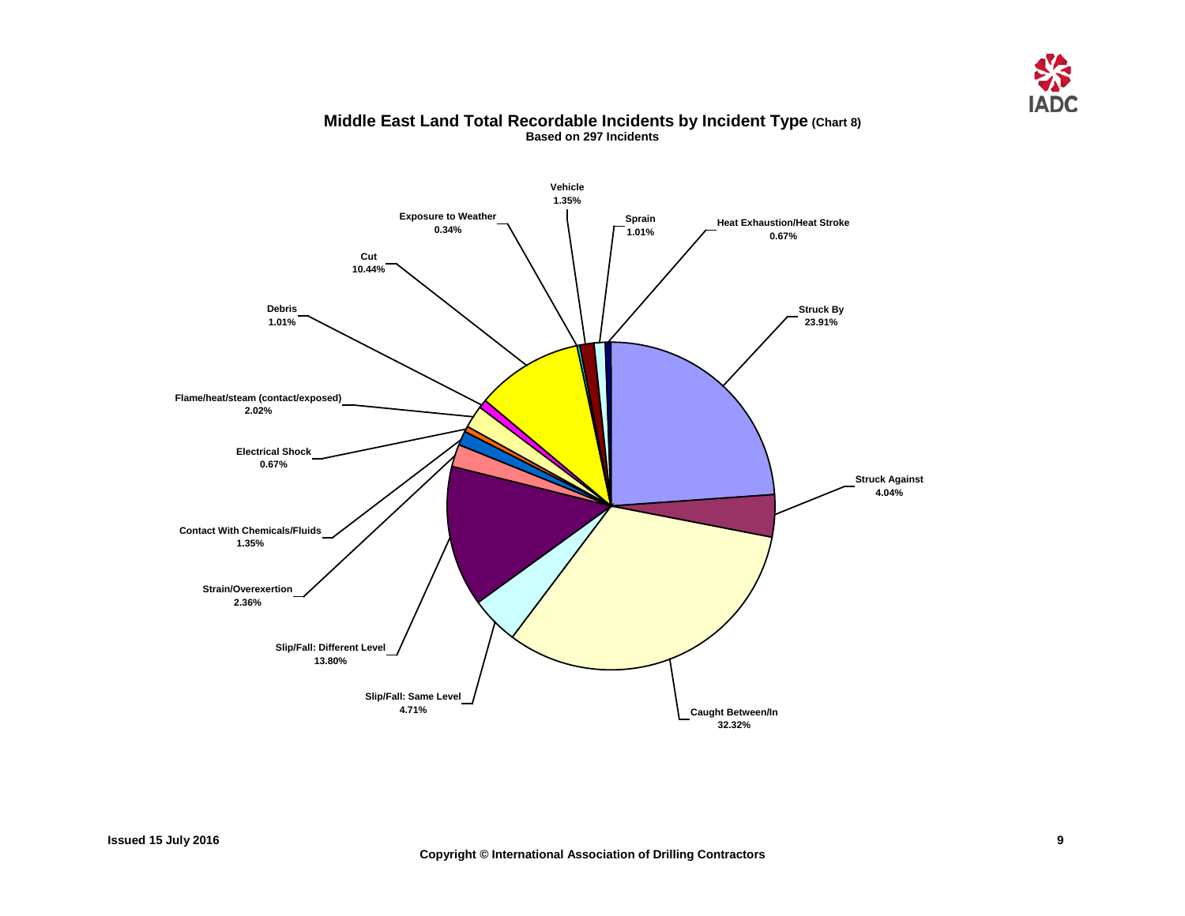## Middle East Land Total Recordable Incidents by Incident Type (Chart 8)

**Based on 297 Incidents**

| Incident Type | Percentage |
| --- | --- |
| Struck By | 23.91% |
| Struck Against | 4.04% |
| Caught Between/In | 32.32% |
| Slip/Fall: Same Level | 4.71% |
| Slip/Fall: Different Level | 13.80% |
| Strain/Overexertion | 2.36% |
| Contact With Chemicals/Fluids | 1.35% |
| Electrical Shock | 0.67% |
| Flame/heat/steam (contact/exposed) | 2.02% |
| Debris | 1.01% |
| Cut | 10.44% |
| Exposure to Weather | 0.34% |
| Vehicle | 1.35% |
| Sprain | 1.01% |
| Heat Exhaustion/Heat Stroke | 0.67% |

Issued 15 July 2016

Copyright © International Association of Drilling Contractors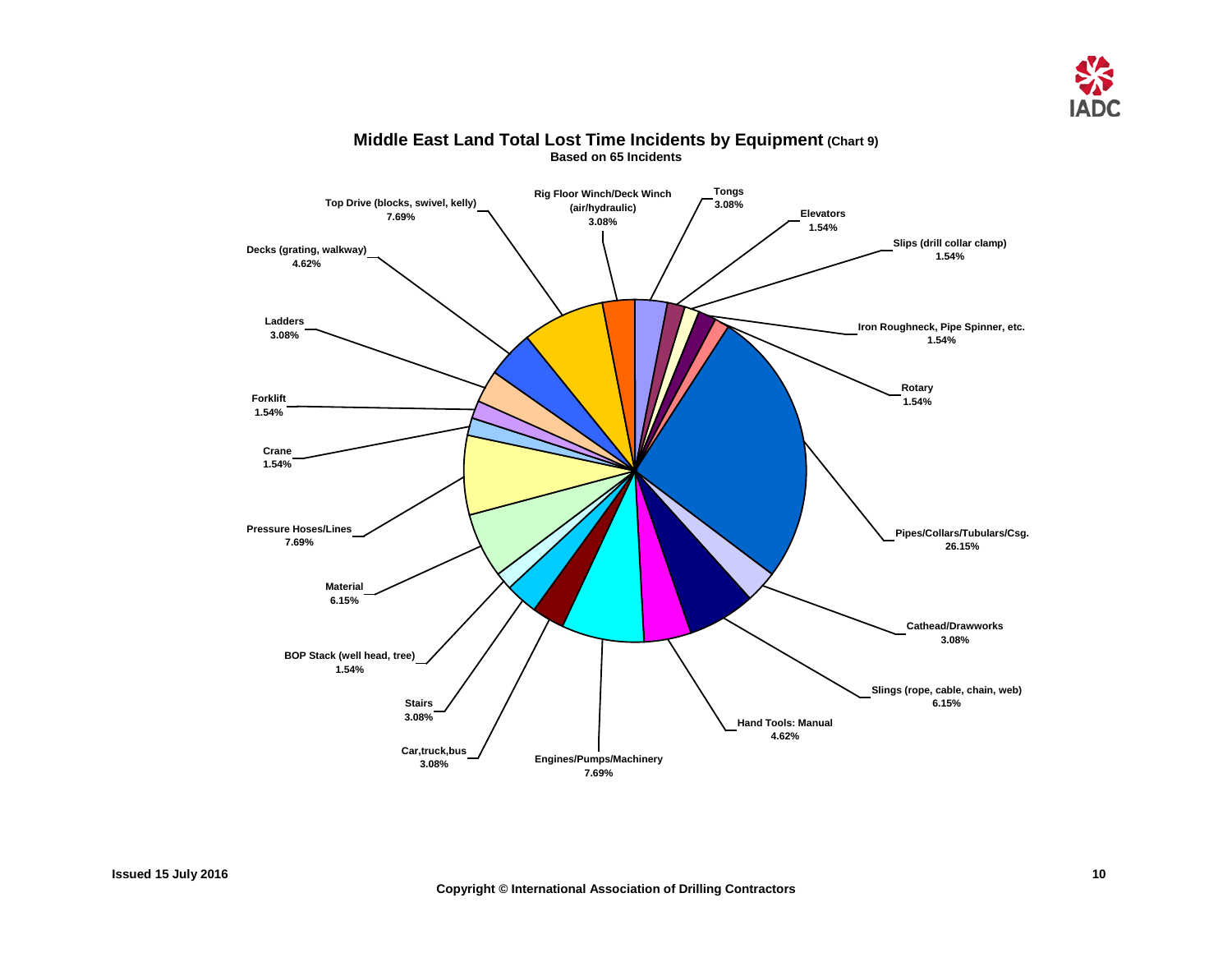# Middle East Land Total Lost Time Incidents by Equipment (Chart 9)

**Based on 65 Incidents**

| Equipment | Percentage |
| --- | --- |
| Rig Floor Winch/Deck Winch (air/hydraulic) | 3.08% |
| Tongs | 3.08% |
| Elevators | 1.54% |
| Slips (drill collar clamp) | 1.54% |
| Iron Roughneck, Pipe Spinner, etc. | 1.54% |
| Rotary | 1.54% |
| Pipes/Collars/Tubulars/Csg. | 26.15% |
| Cathead/Drawworks | 3.08% |
| Slings (rope, cable, chain, web) | 6.15% |
| Hand Tools: Manual | 4.62% |
| Engines/Pumps/Machinery | 7.69% |
| Car,truck,bus | 3.08% |
| Stairs | 3.08% |
| BOP Stack (well head, tree) | 1.54% |
| Material | 6.15% |
| Pressure Hoses/Lines | 7.69% |
| Crane | 1.54% |
| Forklift | 1.54% |
| Ladders | 3.08% |
| Decks (grating, walkway) | 4.62% |
| Top Drive (blocks, swivel, kelly) | 7.69% |

Issued 15 July 2016

Copyright © International Association of Drilling Contractors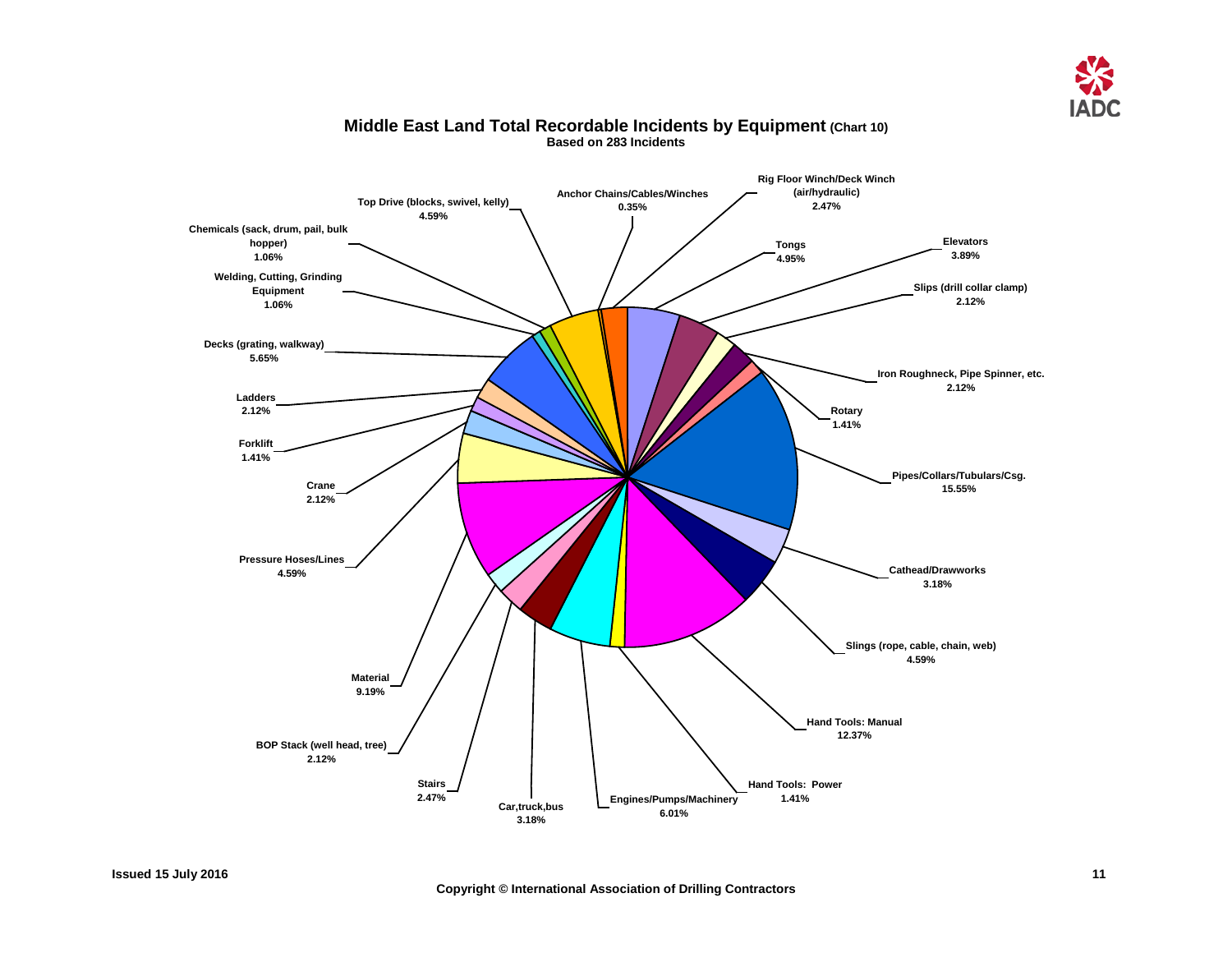# Middle East Land Total Recordable Incidents by Equipment (Chart 10)

**Based on 283 Incidents**

| Equipment | Percentage |
| --- | --- |
| Anchor Chains/Cables/Winches | 0.35% |
| Rig Floor Winch/Deck Winch (air/hydraulic) | 2.47% |
| Tongs | 4.95% |
| Elevators | 3.89% |
| Slips (drill collar clamp) | 2.12% |
| Iron Roughneck, Pipe Spinner, etc. | 2.12% |
| Rotary | 1.41% |
| Pipes/Collars/Tubulars/Csg. | 15.55% |
| Cathead/Drawworks | 3.18% |
| Slings (rope, cable, chain, web) | 4.59% |
| Hand Tools: Manual | 12.37% |
| Hand Tools: Power | 1.41% |
| Engines/Pumps/Machinery | 6.01% |
| Car,truck,bus | 3.18% |
| Stairs | 2.47% |
| BOP Stack (well head, tree) | 2.12% |
| Material | 9.19% |
| Pressure Hoses/Lines | 4.59% |
| Crane | 2.12% |
| Forklift | 1.41% |
| Ladders | 2.12% |
| Decks (grating, walkway) | 5.65% |
| Welding, Cutting, Grinding Equipment | 1.06% |
| Chemicals (sack, drum, pail, bulk hopper) | 1.06% |
| Top Drive (blocks, swivel, kelly) | 4.59% |

Issued 15 July 2016

Copyright © International Association of Drilling Contractors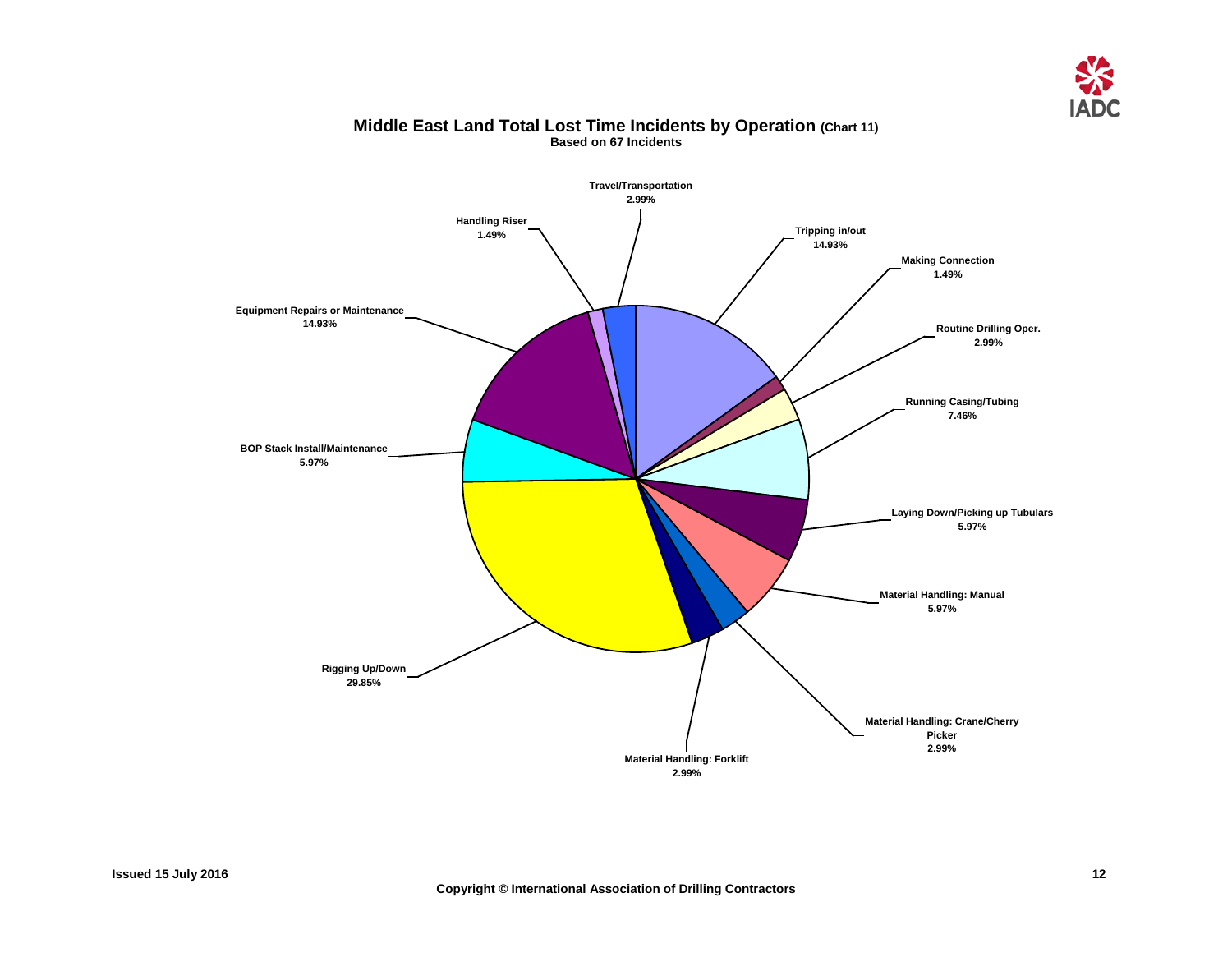## Middle East Land Total Lost Time Incidents by Operation (Chart 11)

**Based on 67 Incidents**

| Operation | Percentage |
|---|---|
| Travel/Transportation | 2.99% |
| Tripping in/out | 14.93% |
| Making Connection | 1.49% |
| Routine Drilling Oper. | 2.99% |
| Running Casing/Tubing | 7.46% |
| Laying Down/Picking up Tubulars | 5.97% |
| Material Handling: Manual | 5.97% |
| Material Handling: Crane/Cherry Picker | 2.99% |
| Material Handling: Forklift | 2.99% |
| Rigging Up/Down | 29.85% |
| BOP Stack Install/Maintenance | 5.97% |
| Equipment Repairs or Maintenance | 14.93% |
| Handling Riser | 1.49% |

Issued 15 July 2016

Copyright © International Association of Drilling Contractors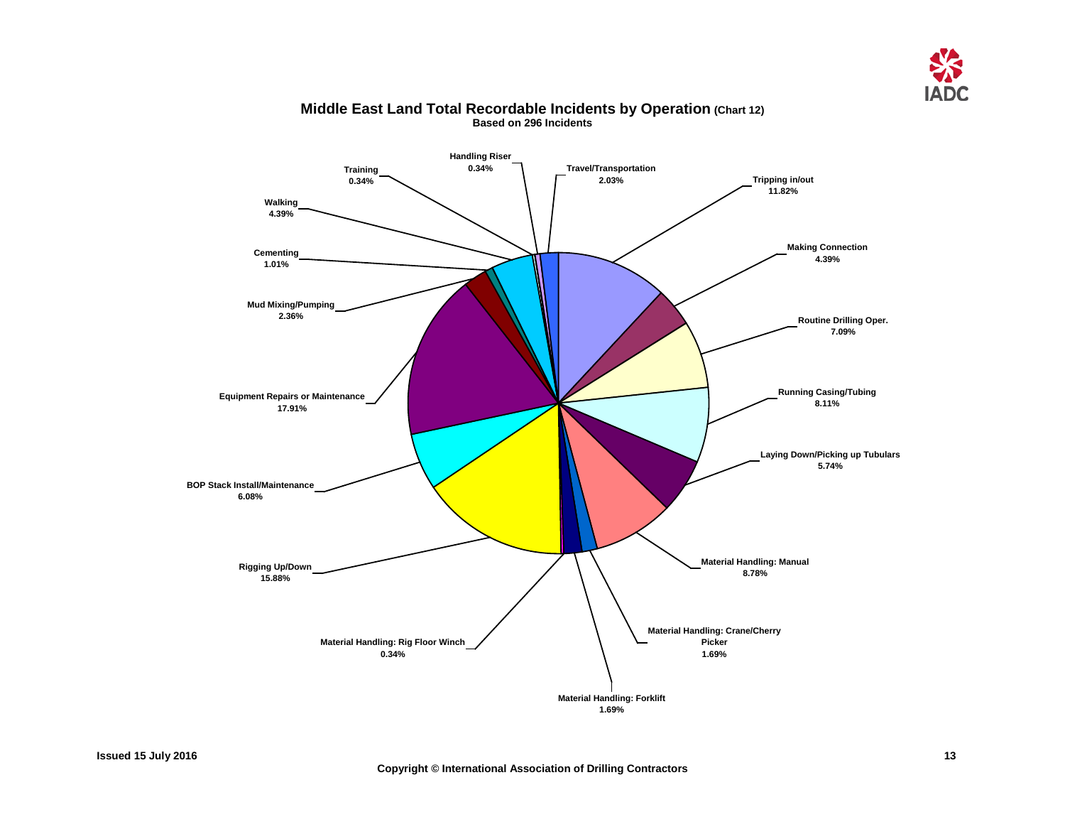## Middle East Land Total Recordable Incidents by Operation (Chart 12)

**Based on 296 Incidents**

| Operation | Percentage |
| --- | --- |
| Tripping in/out | 11.82% |
| Making Connection | 4.39% |
| Routine Drilling Oper. | 7.09% |
| Running Casing/Tubing | 8.11% |
| Laying Down/Picking up Tubulars | 5.74% |
| Material Handling: Manual | 8.78% |
| Material Handling: Crane/Cherry Picker | 1.69% |
| Material Handling: Forklift | 1.69% |
| Material Handling: Rig Floor Winch | 0.34% |
| Rigging Up/Down | 15.88% |
| BOP Stack Install/Maintenance | 6.08% |
| Equipment Repairs or Maintenance | 17.91% |
| Mud Mixing/Pumping | 2.36% |
| Cementing | 1.01% |
| Walking | 4.39% |
| Training | 0.34% |
| Handling Riser | 0.34% |
| Travel/Transportation | 2.03% |

Issued 15 July 2016

Copyright © International Association of Drilling Contractors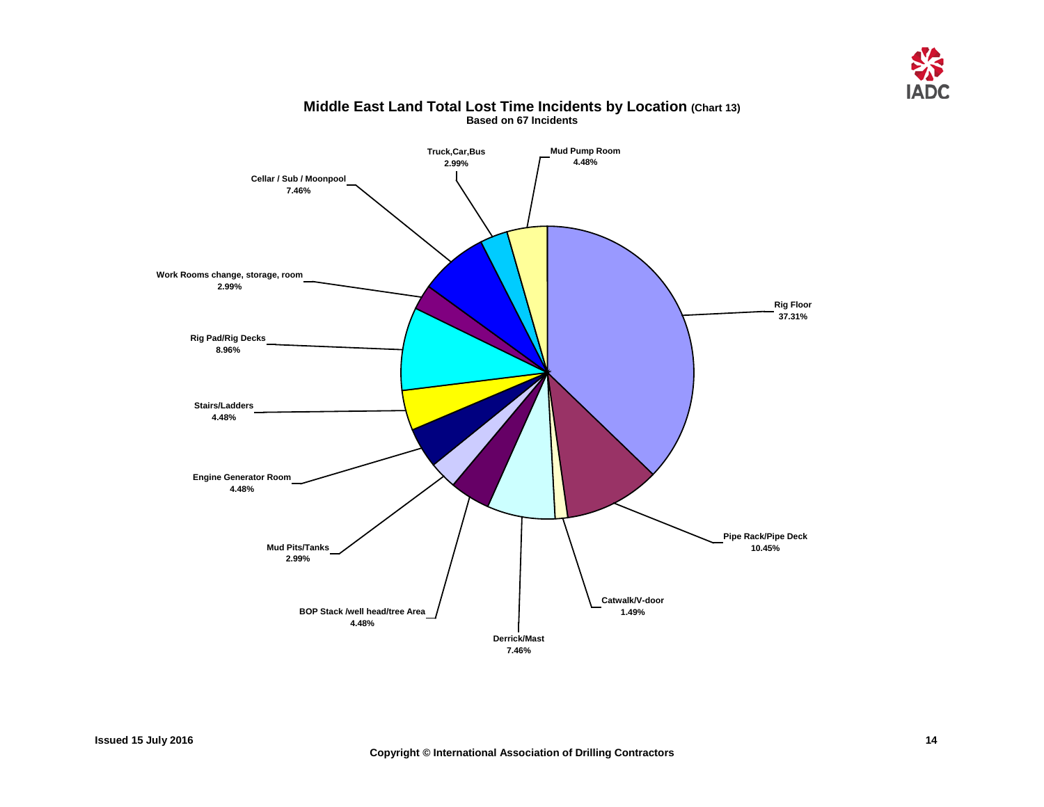## Middle East Land Total Lost Time Incidents by Location (Chart 13)

**Based on 67 Incidents**

| Location | Percentage |
| --- | --- |
| Rig Floor | 37.31% |
| Pipe Rack/Pipe Deck | 10.45% |
| Catwalk/V-door | 1.49% |
| Derrick/Mast | 7.46% |
| BOP Stack /well head/tree Area | 4.48% |
| Mud Pits/Tanks | 2.99% |
| Engine Generator Room | 4.48% |
| Stairs/Ladders | 4.48% |
| Rig Pad/Rig Decks | 8.96% |
| Work Rooms change, storage, room | 2.99% |
| Cellar / Sub / Moonpool | 7.46% |
| Truck,Car,Bus | 2.99% |
| Mud Pump Room | 4.48% |

Issued 15 July 2016

Copyright © International Association of Drilling Contractors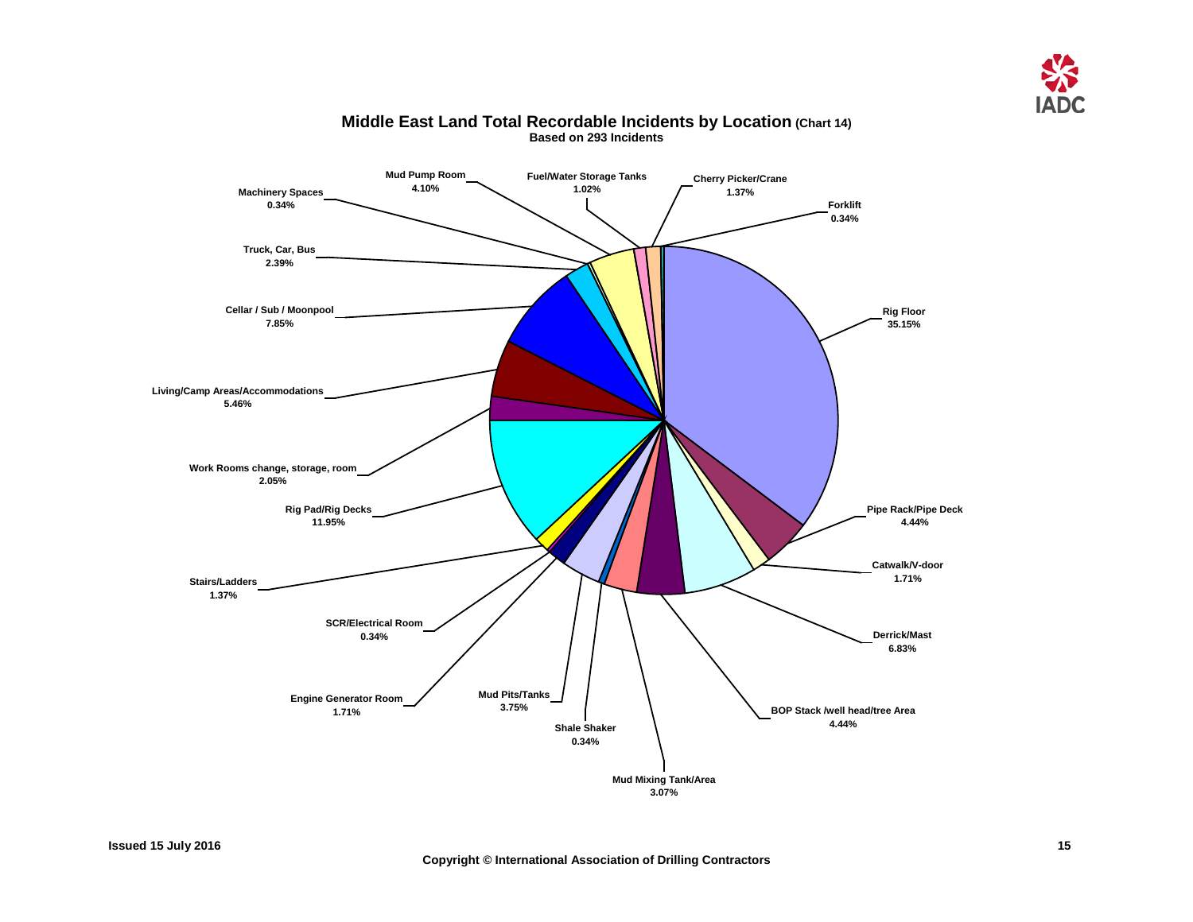## Middle East Land Total Recordable Incidents by Location (Chart 14)

**Based on 293 Incidents**

| Location | Percentage |
| --- | --- |
| Rig Floor | 35.15% |
| Pipe Rack/Pipe Deck | 4.44% |
| Catwalk/V-door | 1.71% |
| Derrick/Mast | 6.83% |
| BOP Stack /well head/tree Area | 4.44% |
| Mud Mixing Tank/Area | 3.07% |
| Shale Shaker | 0.34% |
| Mud Pits/Tanks | 3.75% |
| Engine Generator Room | 1.71% |
| SCR/Electrical Room | 0.34% |
| Stairs/Ladders | 1.37% |
| Rig Pad/Rig Decks | 11.95% |
| Work Rooms change, storage, room | 2.05% |
| Living/Camp Areas/Accommodations | 5.46% |
| Cellar / Sub / Moonpool | 7.85% |
| Truck, Car, Bus | 2.39% |
| Machinery Spaces | 0.34% |
| Mud Pump Room | 4.10% |
| Fuel/Water Storage Tanks | 1.02% |
| Cherry Picker/Crane | 1.37% |
| Forklift | 0.34% |

Issued 15 July 2016

Copyright © International Association of Drilling Contractors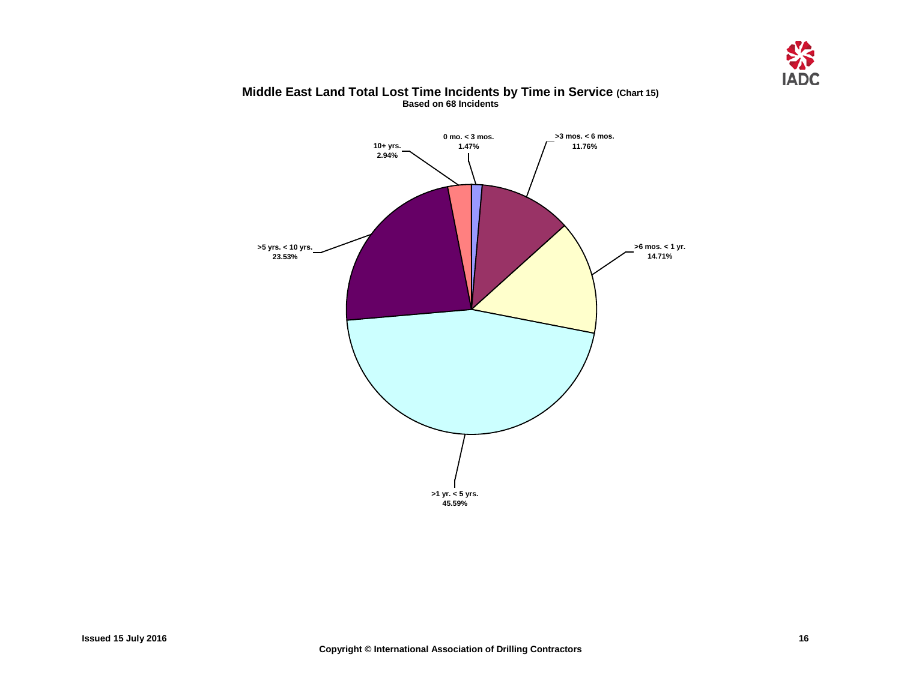## Middle East Land Total Lost Time Incidents by Time in Service (Chart 15)

**Based on 68 Incidents**

| Time in Service | Percentage |
|---|---|
| 0 mo. < 3 mos. | 1.47% |
| >3 mos. < 6 mos. | 11.76% |
| >6 mos. < 1 yr. | 14.71% |
| >1 yr. < 5 yrs. | 45.59% |
| >5 yrs. < 10 yrs. | 23.53% |
| 10+ yrs. | 2.94% |

Issued 15 July 2016

Copyright © International Association of Drilling Contractors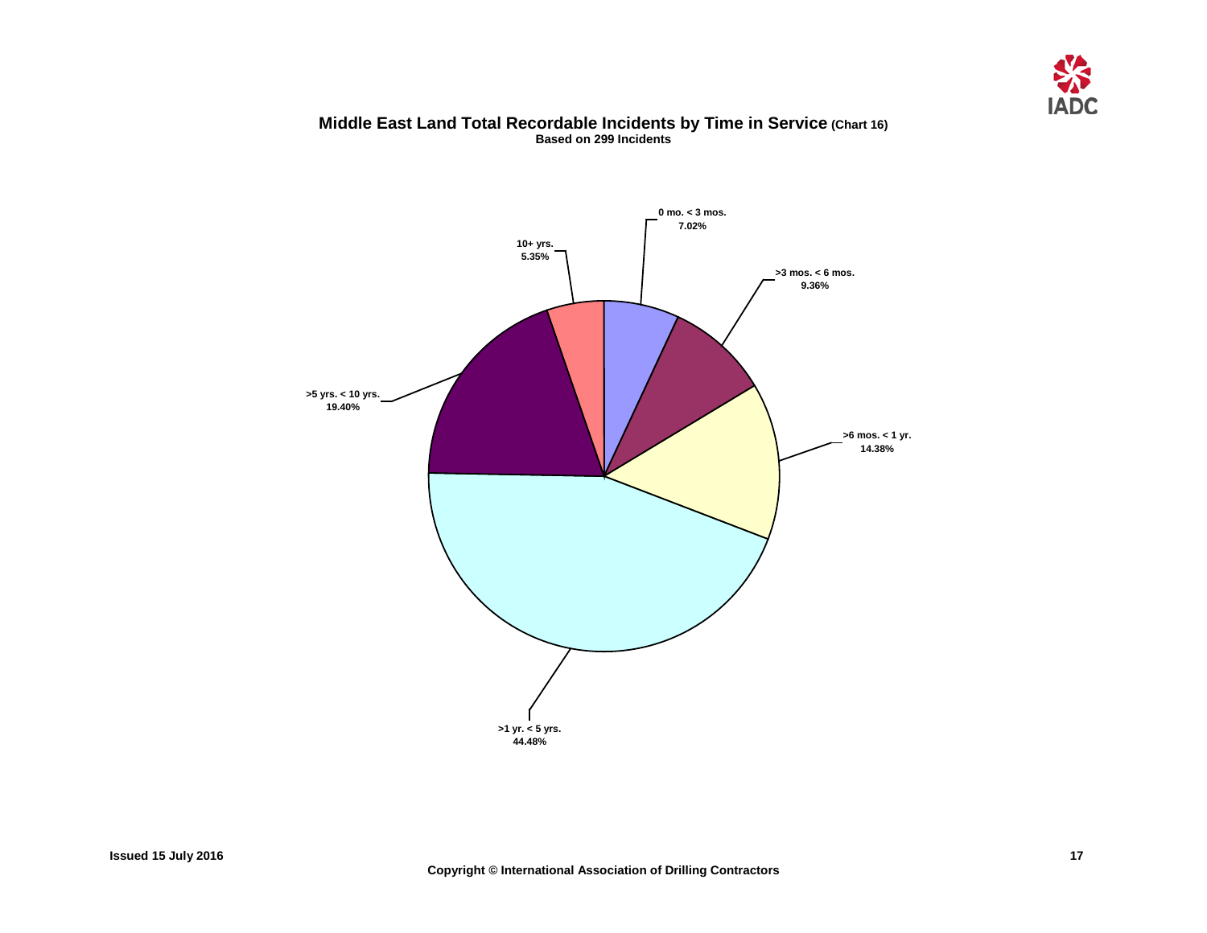## Middle East Land Total Recordable Incidents by Time in Service (Chart 16)

**Based on 299 Incidents**

| Time in Service | Percentage |
|---|---|
| 0 mo. < 3 mos. | 7.02% |
| >3 mos. < 6 mos. | 9.36% |
| >6 mos. < 1 yr. | 14.38% |
| >1 yr. < 5 yrs. | 44.48% |
| >5 yrs. < 10 yrs. | 19.40% |
| 10+ yrs. | 5.35% |

Issued 15 July 2016

Copyright © International Association of Drilling Contractors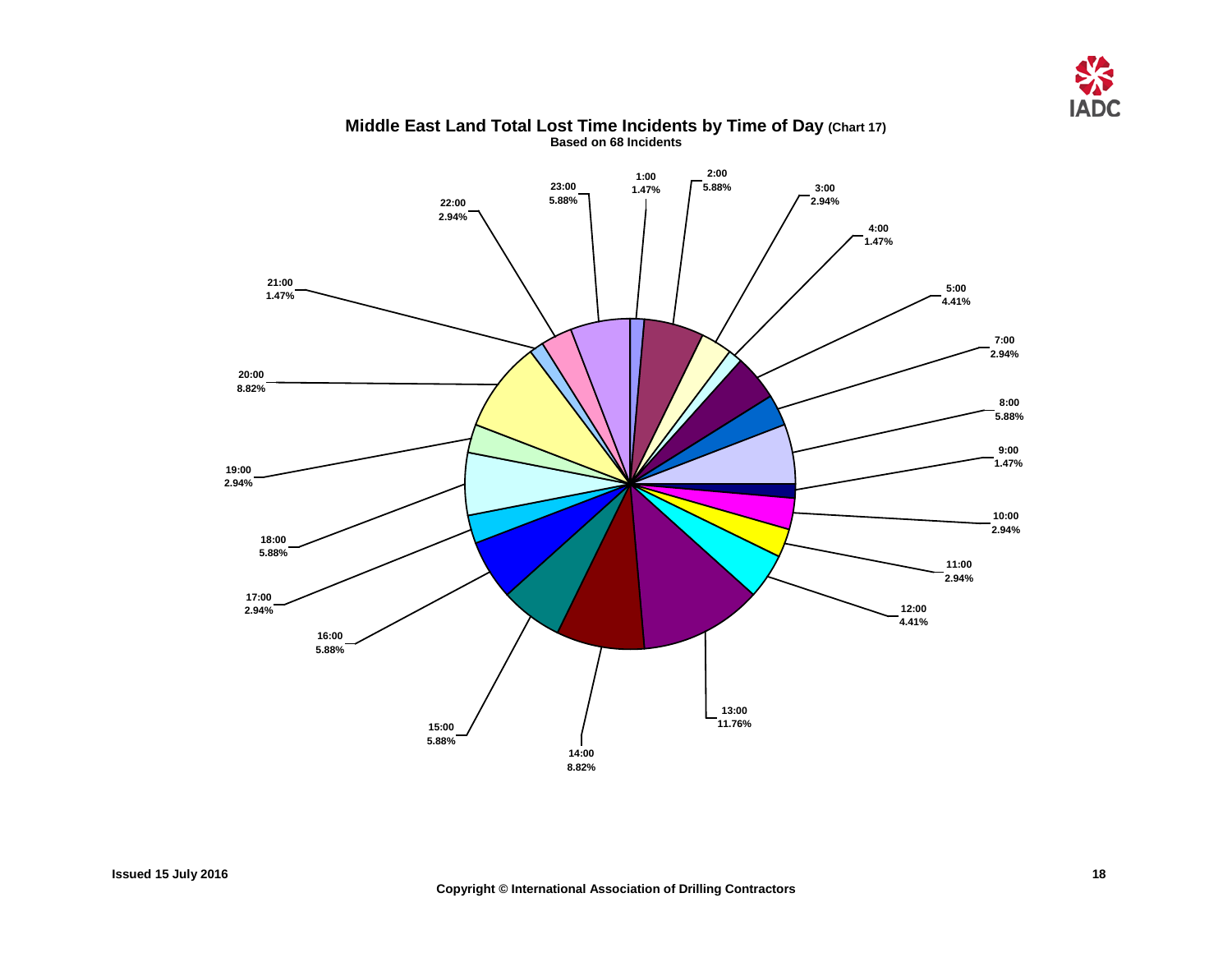# Middle East Land Total Lost Time Incidents by Time of Day (Chart 17)

**Based on 68 Incidents**

| Time | Percentage |
| --- | --- |
| 1:00 | 1.47% |
| 2:00 | 5.88% |
| 3:00 | 2.94% |
| 4:00 | 1.47% |
| 5:00 | 4.41% |
| 7:00 | 2.94% |
| 8:00 | 5.88% |
| 9:00 | 1.47% |
| 10:00 | 2.94% |
| 11:00 | 2.94% |
| 12:00 | 4.41% |
| 13:00 | 11.76% |
| 14:00 | 8.82% |
| 15:00 | 5.88% |
| 16:00 | 5.88% |
| 17:00 | 2.94% |
| 18:00 | 5.88% |
| 19:00 | 2.94% |
| 20:00 | 8.82% |
| 21:00 | 1.47% |
| 22:00 | 2.94% |
| 23:00 | 5.88% |

Issued 15 July 2016

Copyright © International Association of Drilling Contractors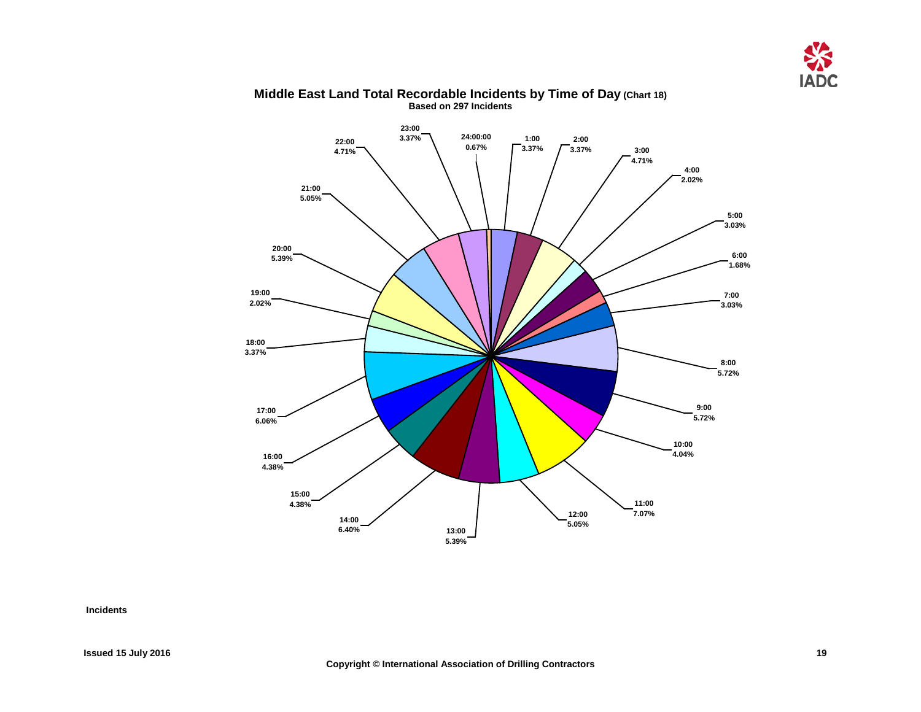# Middle East Land Total Recordable Incidents by Time of Day (Chart 18)

**Based on 297 Incidents**

| Time | Percentage |
|---|---|
| 24:00:00 | 0.67% |
| 1:00 | 3.37% |
| 2:00 | 3.37% |
| 3:00 | 4.71% |
| 4:00 | 2.02% |
| 5:00 | 3.03% |
| 6:00 | 1.68% |
| 7:00 | 3.03% |
| 8:00 | 5.72% |
| 9:00 | 5.72% |
| 10:00 | 4.04% |
| 11:00 | 7.07% |
| 12:00 | 5.05% |
| 13:00 | 5.39% |
| 14:00 | 6.40% |
| 15:00 | 4.38% |
| 16:00 | 4.38% |
| 17:00 | 6.06% |
| 18:00 | 3.37% |
| 19:00 | 2.02% |
| 20:00 | 5.39% |
| 21:00 | 5.05% |
| 22:00 | 4.71% |
| 23:00 | 3.37% |

**Incidents**

**Issued 15 July 2016**

**Copyright © International Association of Drilling Contractors**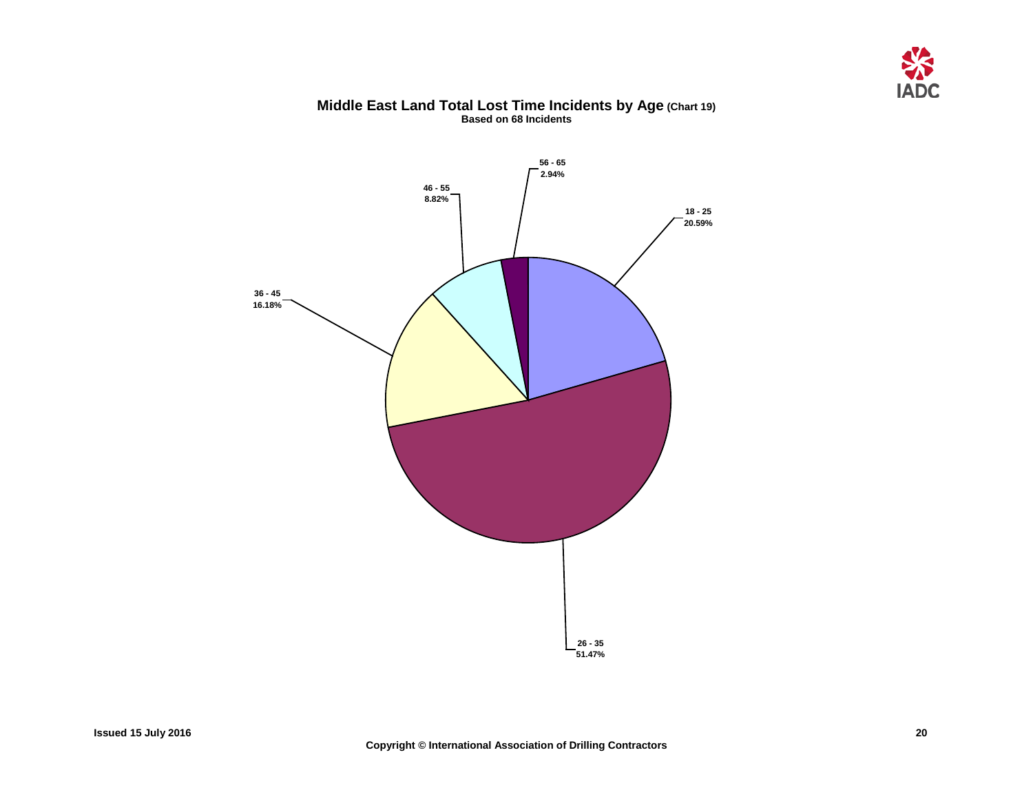## Middle East Land Total Lost Time Incidents by Age (Chart 19)

**Based on 68 Incidents**

| Age | Percentage |
|---|---|
| 18 - 25 | 20.59% |
| 26 - 35 | 51.47% |
| 36 - 45 | 16.18% |
| 46 - 55 | 8.82% |
| 56 - 65 | 2.94% |

Issued 15 July 2016

Copyright © International Association of Drilling Contractors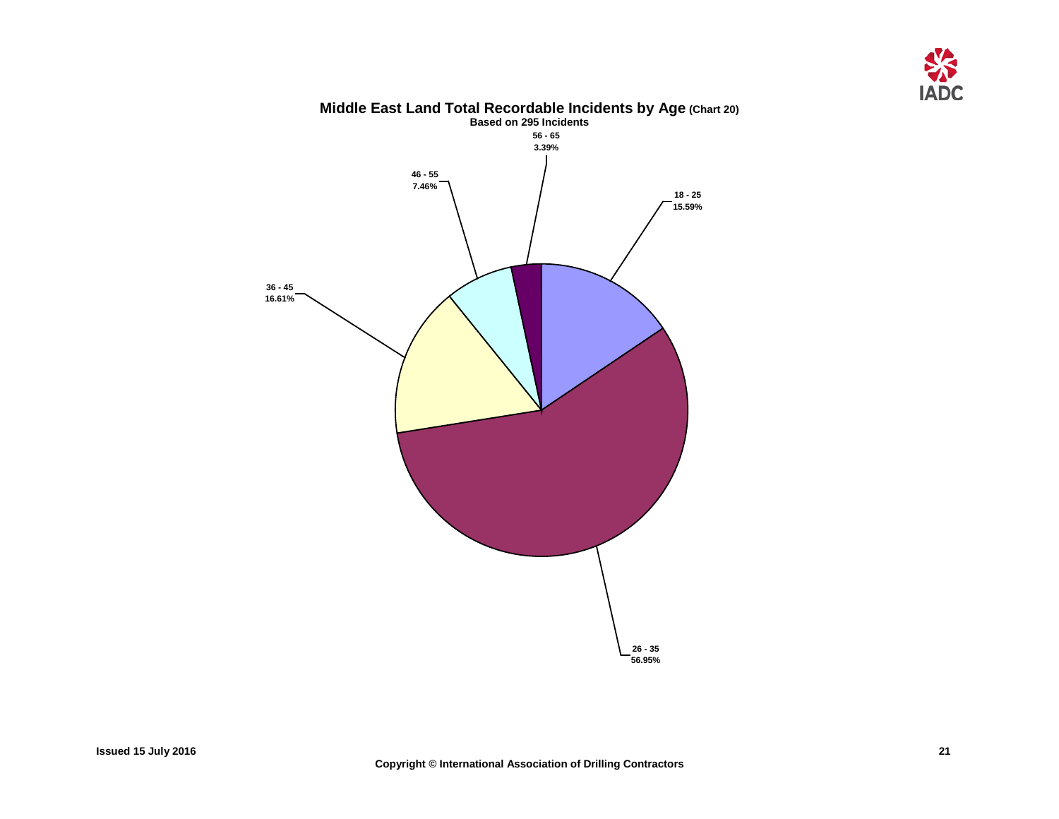## Middle East Land Total Recordable Incidents by Age (Chart 20)

Based on 295 Incidents

18 - 25
15.59%

26 - 35
56.95%

36 - 45
16.61%

46 - 55
7.46%

56 - 65
3.39%

Issued 15 July 2016

Copyright © International Association of Drilling Contractors